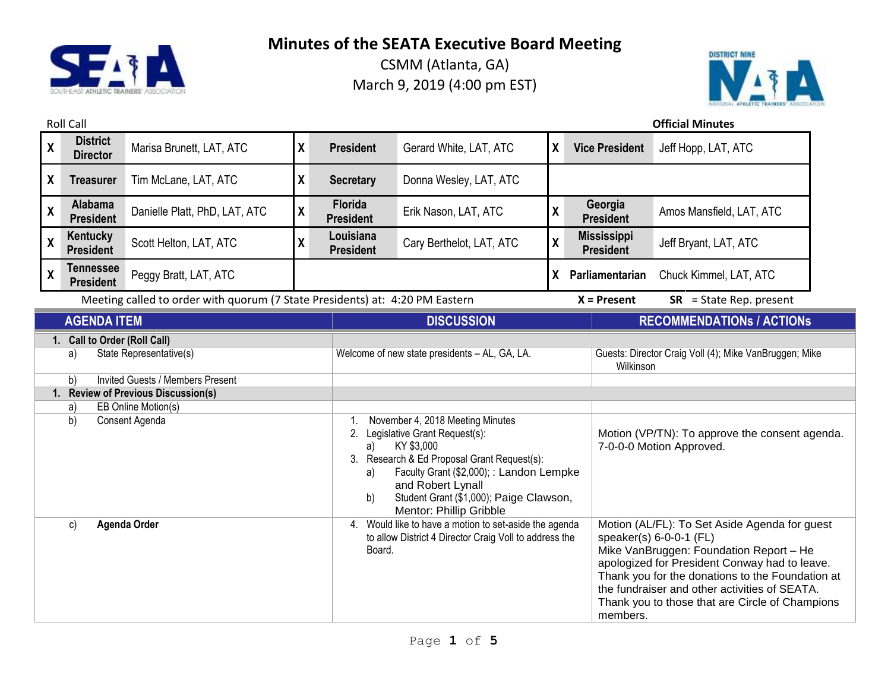# Minutes of the SEATA Executive Board Meeting

CSMM (Atlanta, GA)

March 9, 2019 (4:00 pm EST)

Roll Call

**Official Minutes**

| | | | | | | | | |
|---|---|---|---|---|---|---|---|---|
| X | **District Director** | Marisa Brunett, LAT, ATC | X | **President** | Gerard White, LAT, ATC | X | **Vice President** | Jeff Hopp, LAT, ATC |
| X | **Treasurer** | Tim McLane, LAT, ATC | X | **Secretary** | Donna Wesley, LAT, ATC | | | |
| X | **Alabama President** | Danielle Platt, PhD, LAT, ATC | X | **Florida President** | Erik Nason, LAT, ATC | X | **Georgia President** | Amos Mansfield, LAT, ATC |
| X | **Kentucky President** | Scott Helton, LAT, ATC | X | **Louisiana President** | Cary Berthelot, LAT, ATC | X | **Mississippi President** | Jeff Bryant, LAT, ATC |
| X | **Tennessee President** | Peggy Bratt, LAT, ATC | | | | X | **Parliamentarian** | Chuck Kimmel, LAT, ATC |

Meeting called to order with quorum (7 State Presidents) at: 4:20 PM Eastern

**X = Present** **SR** = State Rep. present

| AGENDA ITEM | DISCUSSION | RECOMMENDATIONS / ACTIONs |
|---|---|---|
| **1. Call to Order (Roll Call)** | | |
| a) State Representative(s) | Welcome of new state presidents – AL, GA, LA. | Guests: Director Craig Voll (4); Mike VanBruggen; Mike Wilkinson |
| b) Invited Guests / Members Present | | |
| **1. Review of Previous Discussion(s)** | | |
| a) EB Online Motion(s) | | |
| b) Consent Agenda | 1. November 4, 2018 Meeting Minutes<br>2. Legislative Grant Request(s):<br>a) KY $3,000<br>3. Research & Ed Proposal Grant Request(s):<br>a) Faculty Grant ($2,000); : Landon Lempke and Robert Lynall<br>b) Student Grant ($1,000); Paige Clawson, Mentor: Phillip Gribble | Motion (VP/TN): To approve the consent agenda. 7-0-0-0 Motion Approved. |
| c) **Agenda Order** | 4. Would like to have a motion to set-aside the agenda to allow District 4 Director Craig Voll to address the Board. | Motion (AL/FL): To Set Aside Agenda for guest speaker(s) 6-0-0-1 (FL)<br>Mike VanBruggen: Foundation Report – He apologized for President Conway had to leave. Thank you for the donations to the Foundation at the fundraiser and other activities of SEATA. Thank you to those that are Circle of Champions members. |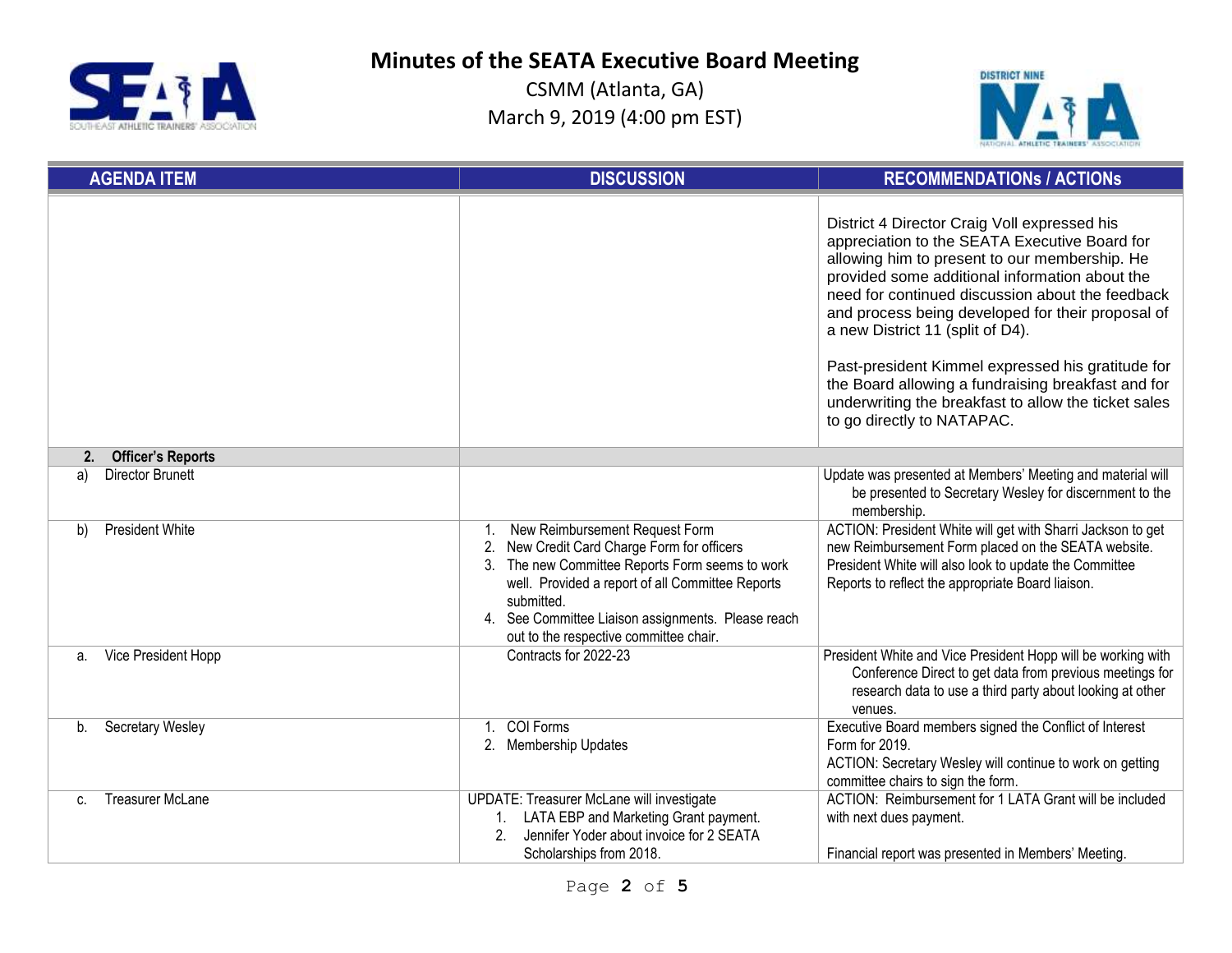# Minutes of the SEATA Executive Board Meeting

CSMM (Atlanta, GA)

March 9, 2019 (4:00 pm EST)

| AGENDA ITEM | DISCUSSION | RECOMMENDATIONs / ACTIONs |
|---|---|---|
| | | District 4 Director Craig Voll expressed his appreciation to the SEATA Executive Board for allowing him to present to our membership. He provided some additional information about the need for continued discussion about the feedback and process being developed for their proposal of a new District 11 (split of D4).<br><br>Past-president Kimmel expressed his gratitude for the Board allowing a fundraising breakfast and for underwriting the breakfast to allow the ticket sales to go directly to NATAPAC. |
| **2. Officer's Reports** | | |
| a) Director Brunett | | Update was presented at Members' Meeting and material will be presented to Secretary Wesley for discernment to the membership. |
| b) President White | 1. New Reimbursement Request Form<br>2. New Credit Card Charge Form for officers<br>3. The new Committee Reports Form seems to work well. Provided a report of all Committee Reports submitted.<br>4. See Committee Liaison assignments. Please reach out to the respective committee chair. | ACTION: President White will get with Sharri Jackson to get new Reimbursement Form placed on the SEATA website. President White will also look to update the Committee Reports to reflect the appropriate Board liaison. |
| a. Vice President Hopp | Contracts for 2022-23 | President White and Vice President Hopp will be working with Conference Direct to get data from previous meetings for research data to use a third party about looking at other venues. |
| b. Secretary Wesley | 1. COI Forms<br>2. Membership Updates | Executive Board members signed the Conflict of Interest Form for 2019.<br>ACTION: Secretary Wesley will continue to work on getting committee chairs to sign the form. |
| c. Treasurer McLane | UPDATE: Treasurer McLane will investigate<br>1. LATA EBP and Marketing Grant payment.<br>2. Jennifer Yoder about invoice for 2 SEATA Scholarships from 2018. | ACTION: Reimbursement for 1 LATA Grant will be included with next dues payment.<br><br>Financial report was presented in Members' Meeting. |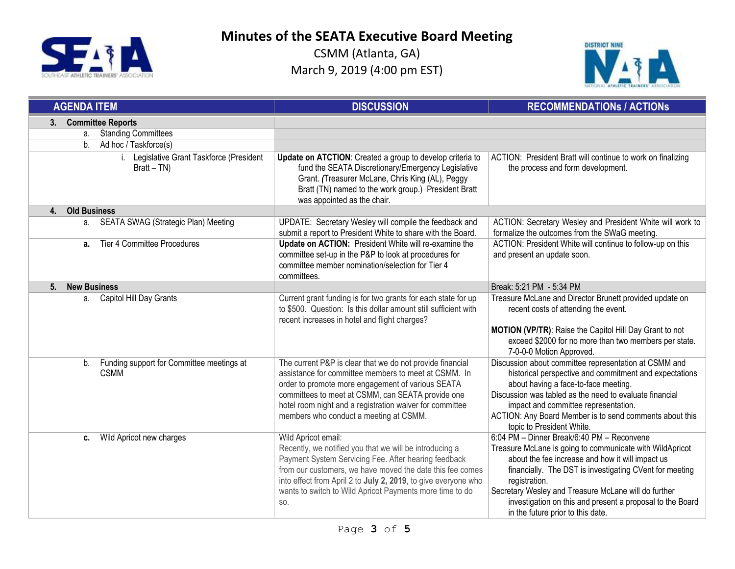# Minutes of the SEATA Executive Board Meeting

CSMM (Atlanta, GA)
March 9, 2019 (4:00 pm EST)

| AGENDA ITEM | DISCUSSION | RECOMMENDATIONs / ACTIONs |
|---|---|---|
| **3. Committee Reports** | | |
| a. Standing Committees | | |
| b. Ad hoc / Taskforce(s) | | |
| i. Legislative Grant Taskforce (President Bratt – TN) | **Update on ATCTION**: Created a group to develop criteria to fund the SEATA Discretionary/Emergency Legislative Grant. (Treasurer McLane, Chris King (AL), Peggy Bratt (TN) named to the work group.) President Bratt was appointed as the chair. | ACTION: President Bratt will continue to work on finalizing the process and form development. |
| **4. Old Business** | | |
| a. SEATA SWAG (Strategic Plan) Meeting | UPDATE: Secretary Wesley will compile the feedback and submit a report to President White to share with the Board. | ACTION: Secretary Wesley and President White will work to formalize the outcomes from the SWaG meeting. |
| **a.** Tier 4 Committee Procedures | **Update on ACTION:** President White will re-examine the committee set-up in the P&P to look at procedures for committee member nomination/selection for Tier 4 committees. | ACTION: President White will continue to follow-up on this and present an update soon. |
| **5. New Business** | | Break: 5:21 PM - 5:34 PM |
| a. Capitol Hill Day Grants | Current grant funding is for two grants for each state for up to $500. Question: Is this dollar amount still sufficient with recent increases in hotel and flight charges? | Treasure McLane and Director Brunett provided update on recent costs of attending the event.<br><br>**MOTION (VP/TR)**: Raise the Capitol Hill Day Grant to not exceed $2000 for no more than two members per state. 7-0-0-0 Motion Approved. |
| b. Funding support for Committee meetings at CSMM | The current P&P is clear that we do not provide financial assistance for committee members to meet at CSMM. In order to promote more engagement of various SEATA committees to meet at CSMM, can SEATA provide one hotel room night and a registration waiver for committee members who conduct a meeting at CSMM. | Discussion about committee representation at CSMM and historical perspective and commitment and expectations about having a face-to-face meeting.<br>Discussion was tabled as the need to evaluate financial impact and committee representation.<br>ACTION: Any Board Member is to send comments about this topic to President White. |
| **c.** Wild Apricot new charges | Wild Apricot email:<br>Recently, we notified you that we will be introducing a Payment System Servicing Fee. After hearing feedback from our customers, we have moved the date this fee comes into effect from April 2 to **July 2, 2019**, to give everyone who wants to switch to Wild Apricot Payments more time to do so. | 6:04 PM – Dinner Break/6:40 PM – Reconvene<br>Treasure McLane is going to communicate with WildApricot about the fee increase and how it will impact us financially. The DST is investigating CVent for meeting registration.<br>Secretary Wesley and Treasure McLane will do further investigation on this and present a proposal to the Board in the future prior to this date. |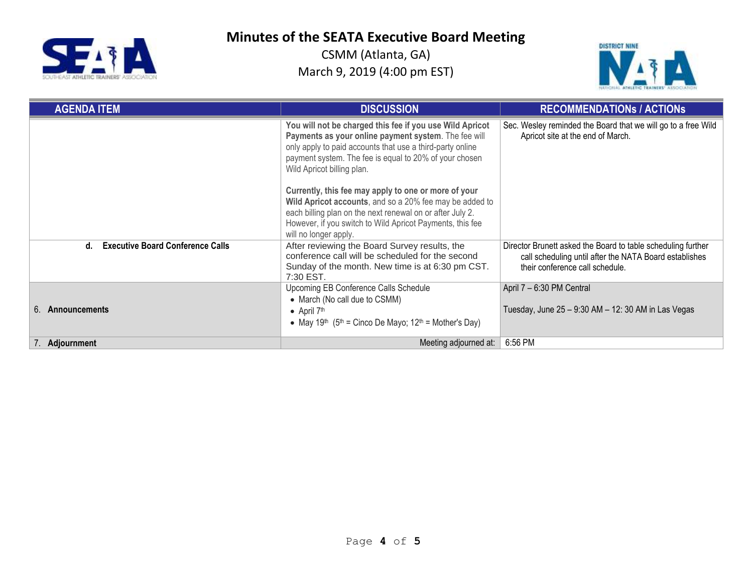# Minutes of the SEATA Executive Board Meeting

CSMM (Atlanta, GA)
March 9, 2019 (4:00 pm EST)

| AGENDA ITEM | DISCUSSION | RECOMMENDATIONs / ACTIONs |
|---|---|---|
| | **You will not be charged this fee if you use Wild Apricot Payments as your online payment system**. The fee will only apply to paid accounts that use a third-party online payment system. The fee is equal to 20% of your chosen Wild Apricot billing plan.<br><br>**Currently, this fee may apply to one or more of your Wild Apricot accounts**, and so a 20% fee may be added to each billing plan on the next renewal on or after July 2. However, if you switch to Wild Apricot Payments, this fee will no longer apply. | Sec. Wesley reminded the Board that we will go to a free Wild Apricot site at the end of March. |
| **d. Executive Board Conference Calls** | After reviewing the Board Survey results, the conference call will be scheduled for the second Sunday of the month. New time is at 6:30 pm CST. 7:30 EST. | Director Brunett asked the Board to table scheduling further call scheduling until after the NATA Board establishes their conference call schedule. |
| 6. **Announcements** | Upcoming EB Conference Calls Schedule<br>• March (No call due to CSMM)<br>• April 7th<br>• May 19th (5th = Cinco De Mayo; 12th = Mother's Day) | April 7 – 6:30 PM Central<br><br>Tuesday, June 25 – 9:30 AM – 12: 30 AM in Las Vegas |
| 7. **Adjournment** | Meeting adjourned at: | 6:56 PM |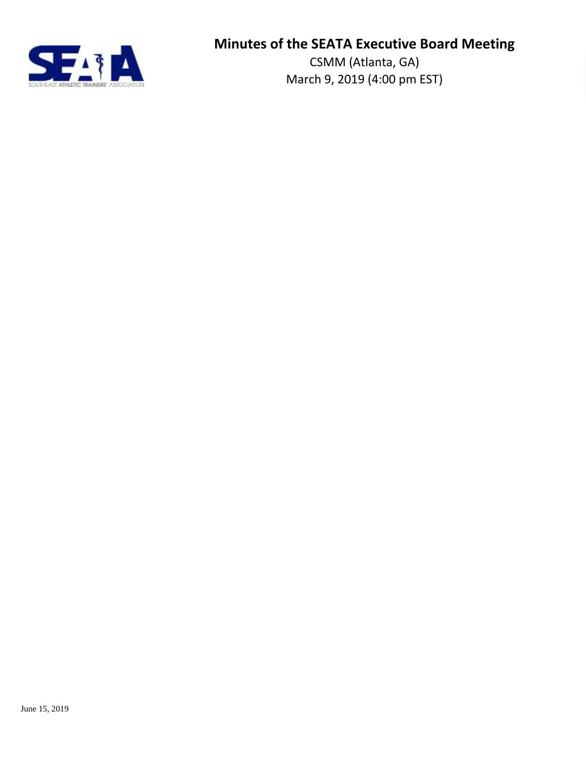# Minutes of the SEATA Executive Board Meeting

CSMM (Atlanta, GA)
March 9, 2019 (4:00 pm EST)

June 15, 2019